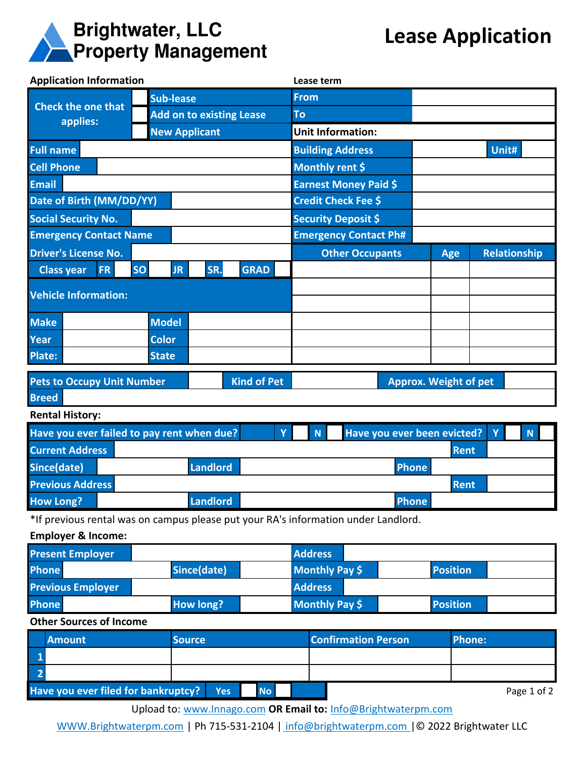# Brightwater, LLC Property Management

# Lease Application

**Application Information**

| | | |
|---|---|---|
| Check the one that applies: | | Sub-lease |
| | | Add on to existing Lease |
| | | New Applicant |

**Lease term**

| | |
|---|---|
| From | |
| To | |

| | |
|---|---|
| Full name | |
| Cell Phone | |
| Email | |
| Date of Birth (MM/DD/YY) | |
| Social Security No. | |
| Emergency Contact Name | |
| Driver's License No. | |

| | | | | | | | | | |
|---|---|---|---|---|---|---|---|---|---|
| Class year | FR | | SO | | JR | | SR. | | GRAD |

**Unit Information:**

| | | | |
|---|---|---|---|
| Building Address | | Unit# | |
| Monthly rent $ | | | |
| Earnest Money Paid $ | | | |
| Credit Check Fee $ | | | |
| Security Deposit $ | | | |
| Emergency Contact Ph# | | | |

| Other Occupants | Age | Relationship |
|---|---|---|
| | | |
| | | |
| | | |
| | | |
| | | |
| | | |

**Vehicle Information:**

| | | | |
|---|---|---|---|
| Make | | Model | |
| Year | | Color | |
| Plate: | | State | |

| | | | | | |
|---|---|---|---|---|---|
| Pets to Occupy Unit Number | | Kind of Pet | | Approx. Weight of pet | |
| Breed | | | | | |

**Rental History:**

| | | | | | | | | | |
|---|---|---|---|---|---|---|---|---|---|
| Have you ever failed to pay rent when due? | | Y | | N | | Have you ever been evicted? | Y | | N |

| | | | | | |
|---|---|---|---|---|---|
| Current Address | | | | Rent | |
| Since(date) | | Landlord | | Phone | |
| Previous Address | | | | Rent | |
| How Long? | | Landlord | | Phone | |

*If previous rental was on campus please put your RA's information under Landlord.

**Employer & Income:**

| | | | | | | | |
|---|---|---|---|---|---|---|---|
| Present Employer | | | | Address | | | |
| Phone | | Since(date) | | Monthly Pay $ | | Position | |
| Previous Employer | | | | Address | | | |
| Phone | | How long? | | Monthly Pay $ | | Position | |

**Other Sources of Income**

| | Amount | Source | Confirmation Person | Phone: |
|---|---|---|---|---|
| 1 | | | | |
| 2 | | | | |

| | | | | |
|---|---|---|---|---|
| Have you ever filed for bankruptcy? | Yes | | No | |

Upload to: www.Innago.com **OR Email to:** Info@Brightwaterpm.com

WWW.Brightwaterpm.com | Ph 715-531-2104 | info@brightwaterpm.com |© 2022 Brightwater LLC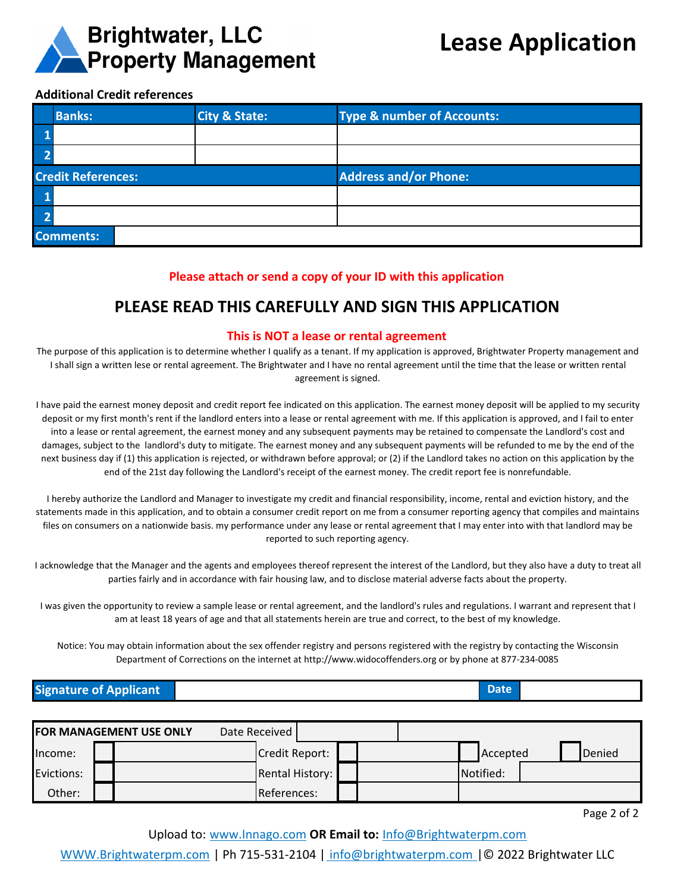# Brightwater, LLC Property Management

# Lease Application

**Additional Credit references**

| | Banks: | City & State: | Type & number of Accounts: |
|---|---|---|---|
| 1 | | | |
| 2 | | | |

| | Credit References: | Address and/or Phone: |
|---|---|---|
| 1 | | |
| 2 | | |

| Comments: | |
|---|---|

**Please attach or send a copy of your ID with this application**

## PLEASE READ THIS CAREFULLY AND SIGN THIS APPLICATION

**This is NOT a lease or rental agreement**

The purpose of this application is to determine whether I qualify as a tenant. If my application is approved, Brightwater Property management and I shall sign a written lese or rental agreement. The Brightwater and I have no rental agreement until the time that the lease or written rental agreement is signed.

I have paid the earnest money deposit and credit report fee indicated on this application. The earnest money deposit will be applied to my security deposit or my first month's rent if the landlord enters into a lease or rental agreement with me. If this application is approved, and I fail to enter into a lease or rental agreement, the earnest money and any subsequent payments may be retained to compensate the Landlord's cost and damages, subject to the landlord's duty to mitigate. The earnest money and any subsequent payments will be refunded to me by the end of the next business day if (1) this application is rejected, or withdrawn before approval; or (2) if the Landlord takes no action on this application by the end of the 21st day following the Landlord's receipt of the earnest money. The credit report fee is nonrefundable.

I hereby authorize the Landlord and Manager to investigate my credit and financial responsibility, income, rental and eviction history, and the statements made in this application, and to obtain a consumer credit report on me from a consumer reporting agency that compiles and maintains files on consumers on a nationwide basis. my performance under any lease or rental agreement that I may enter into with that landlord may be reported to such reporting agency.

I acknowledge that the Manager and the agents and employees thereof represent the interest of the Landlord, but they also have a duty to treat all parties fairly and in accordance with fair housing law, and to disclose material adverse facts about the property.

I was given the opportunity to review a sample lease or rental agreement, and the landlord's rules and regulations. I warrant and represent that I am at least 18 years of age and that all statements herein are true and correct, to the best of my knowledge.

Notice: You may obtain information about the sex offender registry and persons registered with the registry by contacting the Wisconsin Department of Corrections on the internet at http://www.widocoffenders.org or by phone at 877-234-0085

| Signature of Applicant | | Date | |
|---|---|---|---|

| FOR MANAGEMENT USE ONLY | | | Date Received | | | | |
|---|---|---|---|---|---|---|---|
| Income: | ☐ | | Credit Report: | ☐ | | ☐ Accepted | ☐ Denied |
| Evictions: | ☐ | | Rental History: | ☐ | | Notified: | |
| Other: | ☐ | | References: | ☐ | | | |

Upload to: www.Innago.com **OR Email to:** Info@Brightwaterpm.com

WWW.Brightwaterpm.com | Ph 715-531-2104 | info@brightwaterpm.com | © 2022 Brightwater LLC